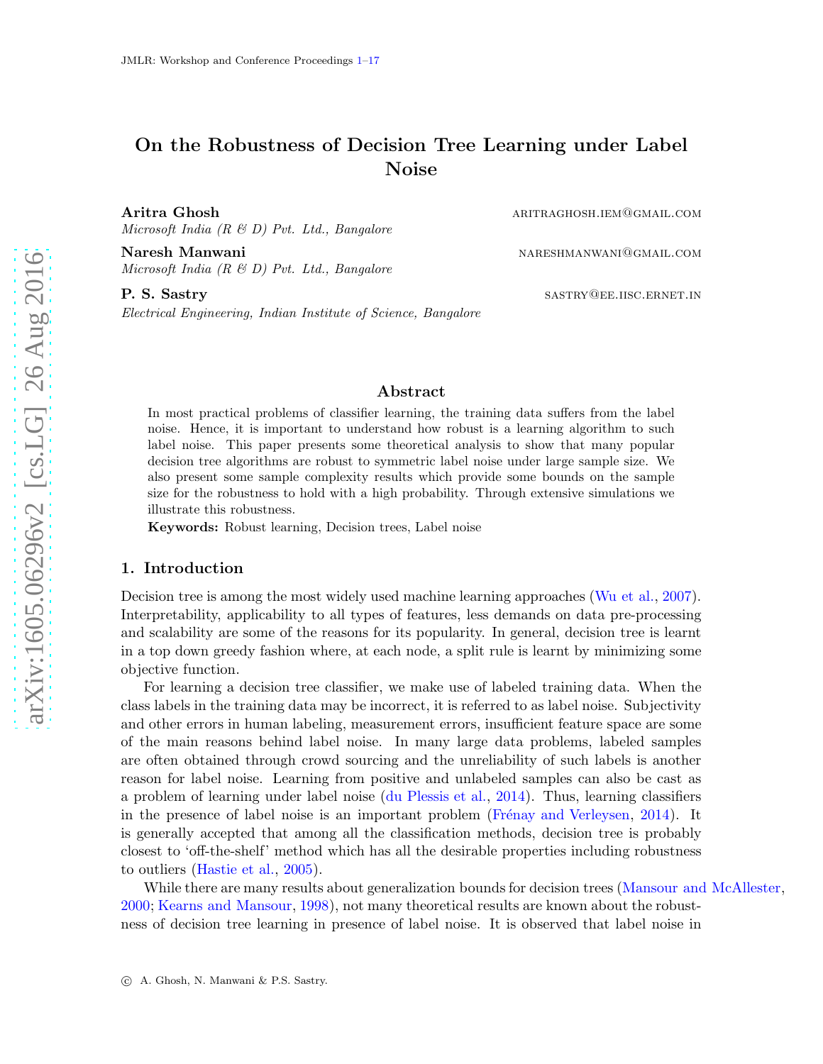# On the Robustness of Decision Tree Learning under Label Noise

**Aritra Ghosh** ARITRAGHOSH.IEM@GMAIL.COM
*Microsoft India (R & D) Pvt. Ltd., Bangalore*

**Naresh Manwani** NARESHMANWANI@GMAIL.COM
*Microsoft India (R & D) Pvt. Ltd., Bangalore*

**P. S. Sastry** SASTRY@EE.IISC.ERNET.IN
*Electrical Engineering, Indian Institute of Science, Bangalore*

## Abstract

In most practical problems of classifier learning, the training data suffers from the label noise. Hence, it is important to understand how robust is a learning algorithm to such label noise. This paper presents some theoretical analysis to show that many popular decision tree algorithms are robust to symmetric label noise under large sample size. We also present some sample complexity results which provide some bounds on the sample size for the robustness to hold with a high probability. Through extensive simulations we illustrate this robustness.

**Keywords:** Robust learning, Decision trees, Label noise

## 1. Introduction

Decision tree is among the most widely used machine learning approaches (Wu et al., 2007). Interpretability, applicability to all types of features, less demands on data pre-processing and scalability are some of the reasons for its popularity. In general, decision tree is learnt in a top down greedy fashion where, at each node, a split rule is learnt by minimizing some objective function.

For learning a decision tree classifier, we make use of labeled training data. When the class labels in the training data may be incorrect, it is referred to as label noise. Subjectivity and other errors in human labeling, measurement errors, insufficient feature space are some of the main reasons behind label noise. In many large data problems, labeled samples are often obtained through crowd sourcing and the unreliability of such labels is another reason for label noise. Learning from positive and unlabeled samples can also be cast as a problem of learning under label noise (du Plessis et al., 2014). Thus, learning classifiers in the presence of label noise is an important problem (Frénay and Verleysen, 2014). It is generally accepted that among all the classification methods, decision tree is probably closest to 'off-the-shelf' method which has all the desirable properties including robustness to outliers (Hastie et al., 2005).

While there are many results about generalization bounds for decision trees (Mansour and McAllester, 2000; Kearns and Mansour, 1998), not many theoretical results are known about the robustness of decision tree learning in presence of label noise. It is observed that label noise in

© A. Ghosh, N. Manwani & P.S. Sastry.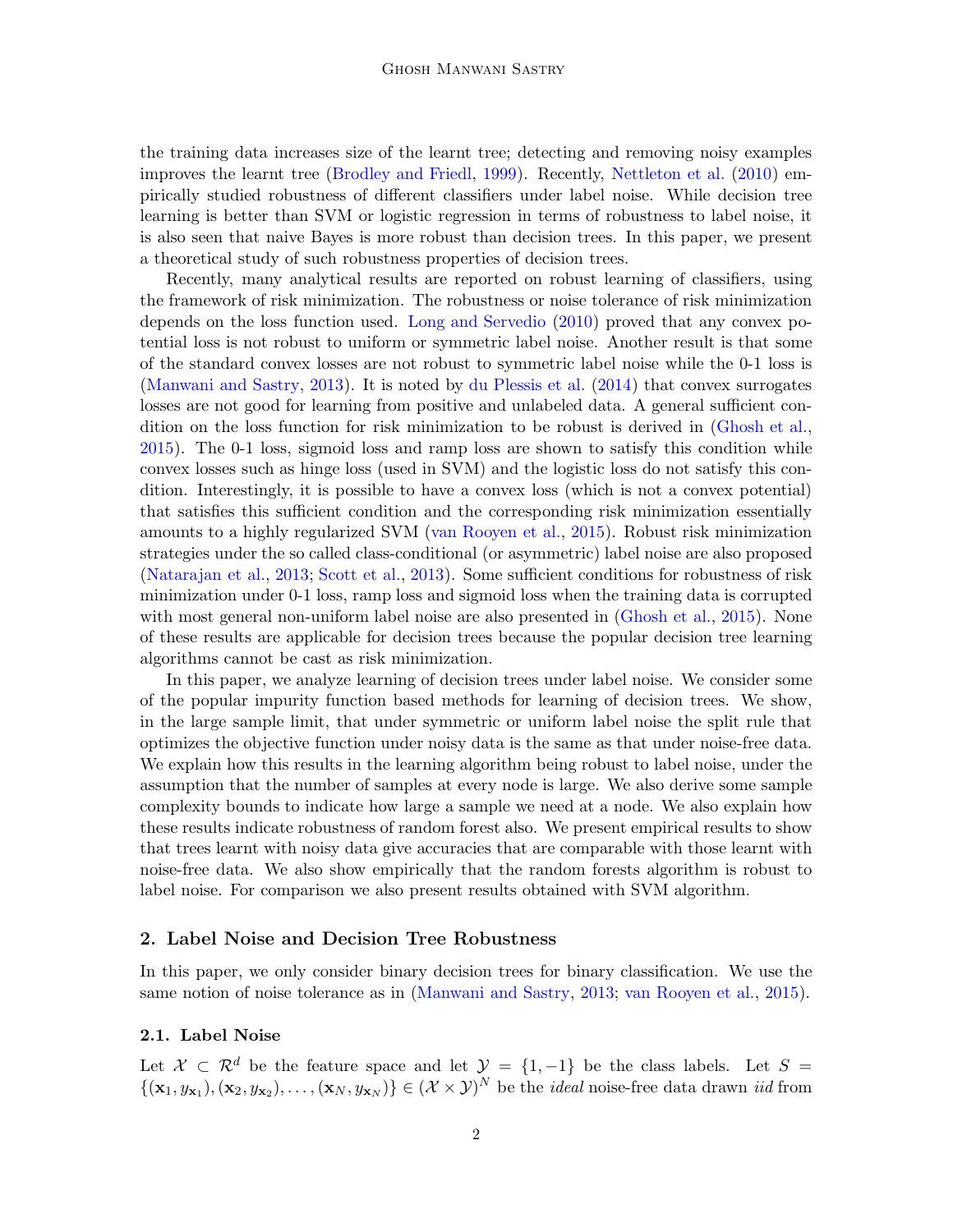the training data increases size of the learnt tree; detecting and removing noisy examples improves the learnt tree (Brodley and Friedl, 1999). Recently, Nettleton et al. (2010) empirically studied robustness of different classifiers under label noise. While decision tree learning is better than SVM or logistic regression in terms of robustness to label noise, it is also seen that naive Bayes is more robust than decision trees. In this paper, we present a theoretical study of such robustness properties of decision trees.

Recently, many analytical results are reported on robust learning of classifiers, using the framework of risk minimization. The robustness or noise tolerance of risk minimization depends on the loss function used. Long and Servedio (2010) proved that any convex potential loss is not robust to uniform or symmetric label noise. Another result is that some of the standard convex losses are not robust to symmetric label noise while the 0-1 loss is (Manwani and Sastry, 2013). It is noted by du Plessis et al. (2014) that convex surrogates losses are not good for learning from positive and unlabeled data. A general sufficient condition on the loss function for risk minimization to be robust is derived in (Ghosh et al., 2015). The 0-1 loss, sigmoid loss and ramp loss are shown to satisfy this condition while convex losses such as hinge loss (used in SVM) and the logistic loss do not satisfy this condition. Interestingly, it is possible to have a convex loss (which is not a convex potential) that satisfies this sufficient condition and the corresponding risk minimization essentially amounts to a highly regularized SVM (van Rooyen et al., 2015). Robust risk minimization strategies under the so called class-conditional (or asymmetric) label noise are also proposed (Natarajan et al., 2013; Scott et al., 2013). Some sufficient conditions for robustness of risk minimization under 0-1 loss, ramp loss and sigmoid loss when the training data is corrupted with most general non-uniform label noise are also presented in (Ghosh et al., 2015). None of these results are applicable for decision trees because the popular decision tree learning algorithms cannot be cast as risk minimization.

In this paper, we analyze learning of decision trees under label noise. We consider some of the popular impurity function based methods for learning of decision trees. We show, in the large sample limit, that under symmetric or uniform label noise the split rule that optimizes the objective function under noisy data is the same as that under noise-free data. We explain how this results in the learning algorithm being robust to label noise, under the assumption that the number of samples at every node is large. We also derive some sample complexity bounds to indicate how large a sample we need at a node. We also explain how these results indicate robustness of random forest also. We present empirical results to show that trees learnt with noisy data give accuracies that are comparable with those learnt with noise-free data. We also show empirically that the random forests algorithm is robust to label noise. For comparison we also present results obtained with SVM algorithm.

## 2. Label Noise and Decision Tree Robustness

In this paper, we only consider binary decision trees for binary classification. We use the same notion of noise tolerance as in (Manwani and Sastry, 2013; van Rooyen et al., 2015).

### 2.1. Label Noise

Let $\mathcal{X} \subset \mathcal{R}^d$ be the feature space and let $\mathcal{Y} = \{1, -1\}$ be the class labels. Let $S = \{(\mathbf{x}_1, y_{\mathbf{x}_1}), (\mathbf{x}_2, y_{\mathbf{x}_2}), \ldots, (\mathbf{x}_N, y_{\mathbf{x}_N})\} \in (\mathcal{X} \times \mathcal{Y})^N$ be the *ideal* noise-free data drawn *iid* from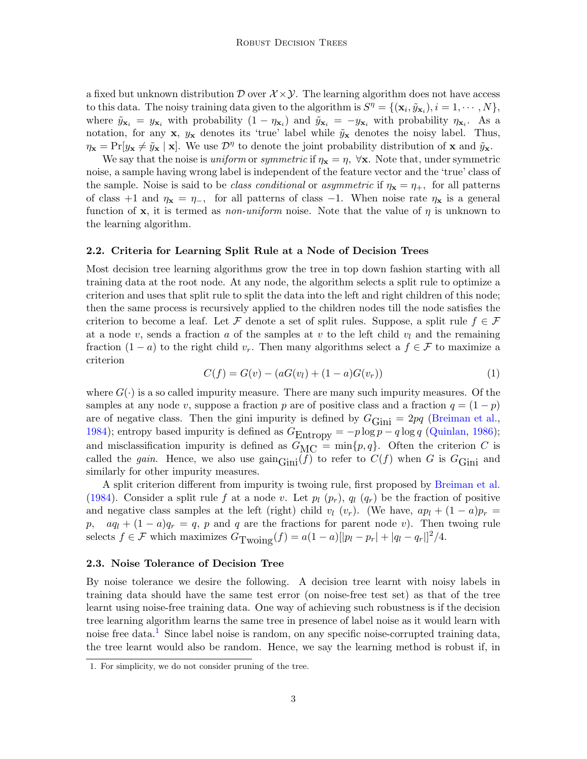a fixed but unknown distribution $\mathcal{D}$ over $\mathcal{X} \times \mathcal{Y}$. The learning algorithm does not have access to this data. The noisy training data given to the algorithm is $S^{\eta} = \{(\mathbf{x}_i, \tilde{y}_{\mathbf{x}_i}), i = 1, \cdots, N\}$, where $\tilde{y}_{\mathbf{x}_i} = y_{\mathbf{x}_i}$ with probability $(1 - \eta_{\mathbf{x}_i})$ and $\tilde{y}_{\mathbf{x}_i} = -y_{\mathbf{x}_i}$ with probability $\eta_{\mathbf{x}_i}$. As a notation, for any $\mathbf{x}$, $y_{\mathbf{x}}$ denotes its 'true' label while $\tilde{y}_{\mathbf{x}}$ denotes the noisy label. Thus, $\eta_{\mathbf{x}} = \Pr[y_{\mathbf{x}} \neq \tilde{y}_{\mathbf{x}} \mid \mathbf{x}]$. We use $\mathcal{D}^{\eta}$ to denote the joint probability distribution of $\mathbf{x}$ and $\tilde{y}_{\mathbf{x}}$.

We say that the noise is *uniform* or *symmetric* if $\eta_{\mathbf{x}} = \eta, \ \forall \mathbf{x}$. Note that, under symmetric noise, a sample having wrong label is independent of the feature vector and the 'true' class of the sample. Noise is said to be *class conditional* or *asymmetric* if $\eta_{\mathbf{x}} = \eta_{+}$, for all patterns of class $+1$ and $\eta_{\mathbf{x}} = \eta_{-}$, for all patterns of class $-1$. When noise rate $\eta_{\mathbf{x}}$ is a general function of $\mathbf{x}$, it is termed as *non-uniform* noise. Note that the value of $\eta$ is unknown to the learning algorithm.

### 2.2. Criteria for Learning Split Rule at a Node of Decision Trees

Most decision tree learning algorithms grow the tree in top down fashion starting with all training data at the root node. At any node, the algorithm selects a split rule to optimize a criterion and uses that split rule to split the data into the left and right children of this node; then the same process is recursively applied to the children nodes till the node satisfies the criterion to become a leaf. Let $\mathcal{F}$ denote a set of split rules. Suppose, a split rule $f \in \mathcal{F}$ at a node $v$, sends a fraction $a$ of the samples at $v$ to the left child $v_l$ and the remaining fraction $(1 - a)$ to the right child $v_r$. Then many algorithms select a $f \in \mathcal{F}$ to maximize a criterion

$$C(f) = G(v) - (aG(v_l) + (1 - a)G(v_r)) \tag{1}$$

where $G(\cdot)$ is a so called impurity measure. There are many such impurity measures. Of the samples at any node $v$, suppose a fraction $p$ are of positive class and a fraction $q = (1 - p)$ are of negative class. Then the gini impurity is defined by $G_{\text{Gini}} = 2pq$ (Breiman et al., 1984); entropy based impurity is defined as $G_{\text{Entropy}} = -p \log p - q \log q$ (Quinlan, 1986); and misclassification impurity is defined as $G_{\text{MC}} = \min\{p, q\}$. Often the criterion $C$ is called the *gain*. Hence, we also use $\text{gain}_{\text{Gini}}(f)$ to refer to $C(f)$ when $G$ is $G_{\text{Gini}}$ and similarly for other impurity measures.

A split criterion different from impurity is twoing rule, first proposed by Breiman et al. (1984). Consider a split rule $f$ at a node $v$. Let $p_l$ $(p_r)$, $q_l$ $(q_r)$ be the fraction of positive and negative class samples at the left (right) child $v_l$ $(v_r)$. (We have, $ap_l + (1 - a)p_r = p$, $\ aq_l + (1 - a)q_r = q$, $p$ and $q$ are the fractions for parent node $v$). Then twoing rule selects $f \in \mathcal{F}$ which maximizes $G_{\text{Twoing}}(f) = a(1 - a)[|p_l - p_r| + |q_l - q_r|]^2/4$.

### 2.3. Noise Tolerance of Decision Tree

By noise tolerance we desire the following. A decision tree learnt with noisy labels in training data should have the same test error (on noise-free test set) as that of the tree learnt using noise-free training data. One way of achieving such robustness is if the decision tree learning algorithm learns the same tree in presence of label noise as it would learn with noise free data.[1] Since label noise is random, on any specific noise-corrupted training data, the tree learnt would also be random. Hence, we say the learning method is robust if, in

1. For simplicity, we do not consider pruning of the tree.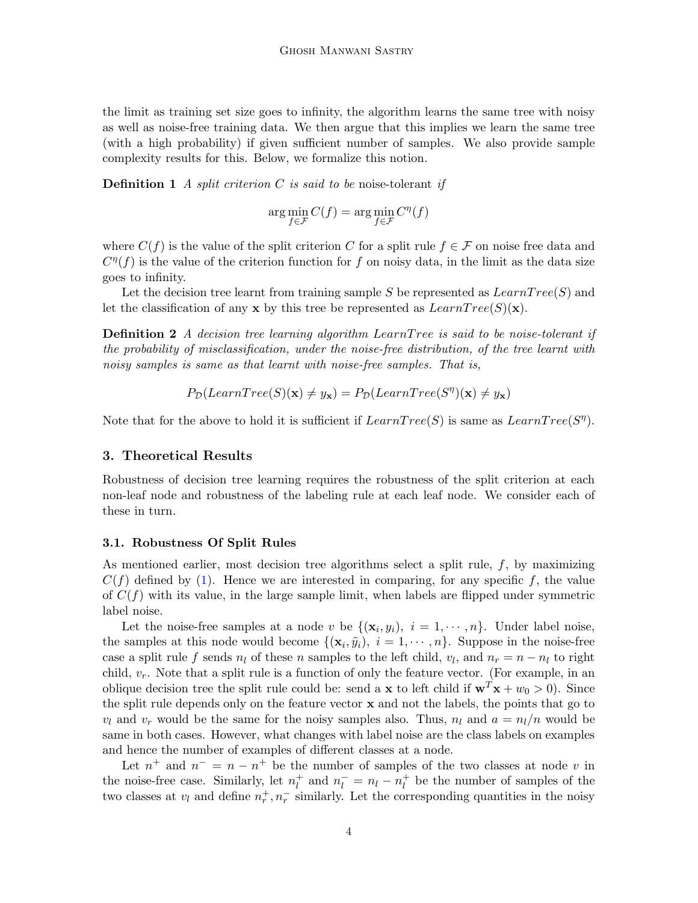the limit as training set size goes to infinity, the algorithm learns the same tree with noisy as well as noise-free training data. We then argue that this implies we learn the same tree (with a high probability) if given sufficient number of samples. We also provide sample complexity results for this. Below, we formalize this notion.

**Definition 1** *A split criterion $C$ is said to be* noise-tolerant *if*

$$\arg\min_{f \in \mathcal{F}} C(f) = \arg\min_{f \in \mathcal{F}} C^{\eta}(f)$$

where $C(f)$ is the value of the split criterion $C$ for a split rule $f \in \mathcal{F}$ on noise free data and $C^{\eta}(f)$ is the value of the criterion function for $f$ on noisy data, in the limit as the data size goes to infinity.

Let the decision tree learnt from training sample $S$ be represented as $LearnTree(S)$ and let the classification of any $\mathbf{x}$ by this tree be represented as $LearnTree(S)(\mathbf{x})$.

**Definition 2** *A decision tree learning algorithm $LearnTree$ is said to be noise-tolerant if the probability of misclassification, under the noise-free distribution, of the tree learnt with noisy samples is same as that learnt with noise-free samples. That is,*

$$P_{\mathcal{D}}(LearnTree(S)(\mathbf{x}) \neq y_{\mathbf{x}}) = P_{\mathcal{D}}(LearnTree(S^{\eta})(\mathbf{x}) \neq y_{\mathbf{x}})$$

Note that for the above to hold it is sufficient if $LearnTree(S)$ is same as $LearnTree(S^{\eta})$.

## 3. Theoretical Results

Robustness of decision tree learning requires the robustness of the split criterion at each non-leaf node and robustness of the labeling rule at each leaf node. We consider each of these in turn.

### 3.1. Robustness Of Split Rules

As mentioned earlier, most decision tree algorithms select a split rule, $f$, by maximizing $C(f)$ defined by (1). Hence we are interested in comparing, for any specific $f$, the value of $C(f)$ with its value, in the large sample limit, when labels are flipped under symmetric label noise.

Let the noise-free samples at a node $v$ be $\{(\mathbf{x}_i, y_i),\ i = 1, \cdots, n\}$. Under label noise, the samples at this node would become $\{(\mathbf{x}_i, \tilde{y}_i),\ i = 1, \cdots, n\}$. Suppose in the noise-free case a split rule $f$ sends $n_l$ of these $n$ samples to the left child, $v_l$, and $n_r = n - n_l$ to right child, $v_r$. Note that a split rule is a function of only the feature vector. (For example, in an oblique decision tree the split rule could be: send a $\mathbf{x}$ to left child if $\mathbf{w}^T\mathbf{x} + w_0 > 0$). Since the split rule depends only on the feature vector $\mathbf{x}$ and not the labels, the points that go to $v_l$ and $v_r$ would be the same for the noisy samples also. Thus, $n_l$ and $a = n_l/n$ would be same in both cases. However, what changes with label noise are the class labels on examples and hence the number of examples of different classes at a node.

Let $n^+$ and $n^- = n - n^+$ be the number of samples of the two classes at node $v$ in the noise-free case. Similarly, let $n_l^+$ and $n_l^- = n_l - n_l^+$ be the number of samples of the two classes at $v_l$ and define $n_r^+, n_r^-$ similarly. Let the corresponding quantities in the noisy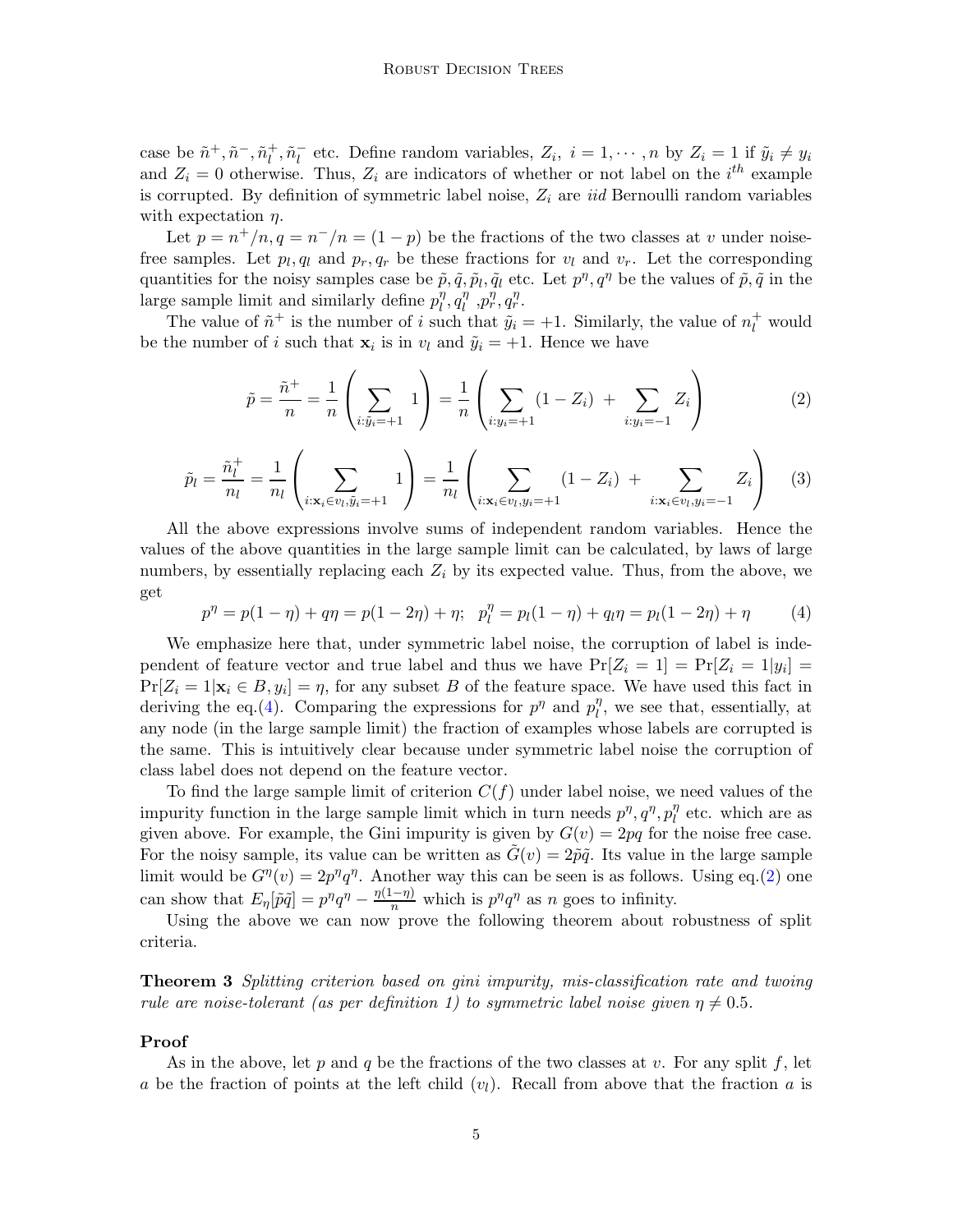case be $\tilde{n}^+, \tilde{n}^-, \tilde{n}_l^+, \tilde{n}_l^-$ etc. Define random variables, $Z_i,\ i = 1, \cdots, n$ by $Z_i = 1$ if $\tilde{y}_i \neq y_i$ and $Z_i = 0$ otherwise. Thus, $Z_i$ are indicators of whether or not label on the $i^{th}$ example is corrupted. By definition of symmetric label noise, $Z_i$ are *iid* Bernoulli random variables with expectation $\eta$.

Let $p = n^+/n, q = n^-/n = (1-p)$ be the fractions of the two classes at $v$ under noise-free samples. Let $p_l, q_l$ and $p_r, q_r$ be these fractions for $v_l$ and $v_r$. Let the corresponding quantities for the noisy samples case be $\tilde{p}, \tilde{q}, \tilde{p}_l, \tilde{q}_l$ etc. Let $p^\eta, q^\eta$ be the values of $\tilde{p}, \tilde{q}$ in the large sample limit and similarly define $p_l^\eta, q_l^\eta, p_r^\eta, q_r^\eta$.

The value of $\tilde{n}^+$ is the number of $i$ such that $\tilde{y}_i = +1$. Similarly, the value of $n_l^+$ would be the number of $i$ such that $\mathbf{x}_i$ is in $v_l$ and $\tilde{y}_i = +1$. Hence we have

$$\tilde{p} = \frac{\tilde{n}^+}{n} = \frac{1}{n}\left(\sum_{i:\tilde{y}_i=+1} 1\right) = \frac{1}{n}\left(\sum_{i:y_i=+1}(1-Z_i) \ + \sum_{i:y_i=-1} Z_i\right) \tag{2}$$

$$\tilde{p}_l = \frac{\tilde{n}_l^+}{n_l} = \frac{1}{n_l}\left(\sum_{i:\mathbf{x}_i\in v_l, \tilde{y}_i=+1} 1\right) = \frac{1}{n_l}\left(\sum_{i:\mathbf{x}_i\in v_l, y_i=+1}(1-Z_i) \ + \sum_{i:\mathbf{x}_i\in v_l, y_i=-1} Z_i\right) \tag{3}$$

All the above expressions involve sums of independent random variables. Hence the values of the above quantities in the large sample limit can be calculated, by laws of large numbers, by essentially replacing each $Z_i$ by its expected value. Thus, from the above, we get

$$p^\eta = p(1-\eta) + q\eta = p(1-2\eta) + \eta; \quad p_l^\eta = p_l(1-\eta) + q_l\eta = p_l(1-2\eta) + \eta \tag{4}$$

We emphasize here that, under symmetric label noise, the corruption of label is independent of feature vector and true label and thus we have $\Pr[Z_i = 1] = \Pr[Z_i = 1|y_i] = \Pr[Z_i = 1|\mathbf{x}_i \in B, y_i] = \eta$, for any subset $B$ of the feature space. We have used this fact in deriving the eq.(4). Comparing the expressions for $p^\eta$ and $p_l^\eta$, we see that, essentially, at any node (in the large sample limit) the fraction of examples whose labels are corrupted is the same. This is intuitively clear because under symmetric label noise the corruption of class label does not depend on the feature vector.

To find the large sample limit of criterion $C(f)$ under label noise, we need values of the impurity function in the large sample limit which in turn needs $p^\eta, q^\eta, p_l^\eta$ etc. which are as given above. For example, the Gini impurity is given by $G(v) = 2pq$ for the noise free case. For the noisy sample, its value can be written as $\tilde{G}(v) = 2\tilde{p}\tilde{q}$. Its value in the large sample limit would be $G^\eta(v) = 2p^\eta q^\eta$. Another way this can be seen is as follows. Using eq.(2) one can show that $E_\eta[\tilde{p}\tilde{q}] = p^\eta q^\eta - \frac{\eta(1-\eta)}{n}$ which is $p^\eta q^\eta$ as $n$ goes to infinity.

Using the above we can now prove the following theorem about robustness of split criteria.

**Theorem 3** *Splitting criterion based on gini impurity, mis-classification rate and twoing rule are noise-tolerant (as per definition 1) to symmetric label noise given* $\eta \neq 0.5$.

**Proof**

As in the above, let $p$ and $q$ be the fractions of the two classes at $v$. For any split $f$, let $a$ be the fraction of points at the left child ($v_l$). Recall from above that the fraction $a$ is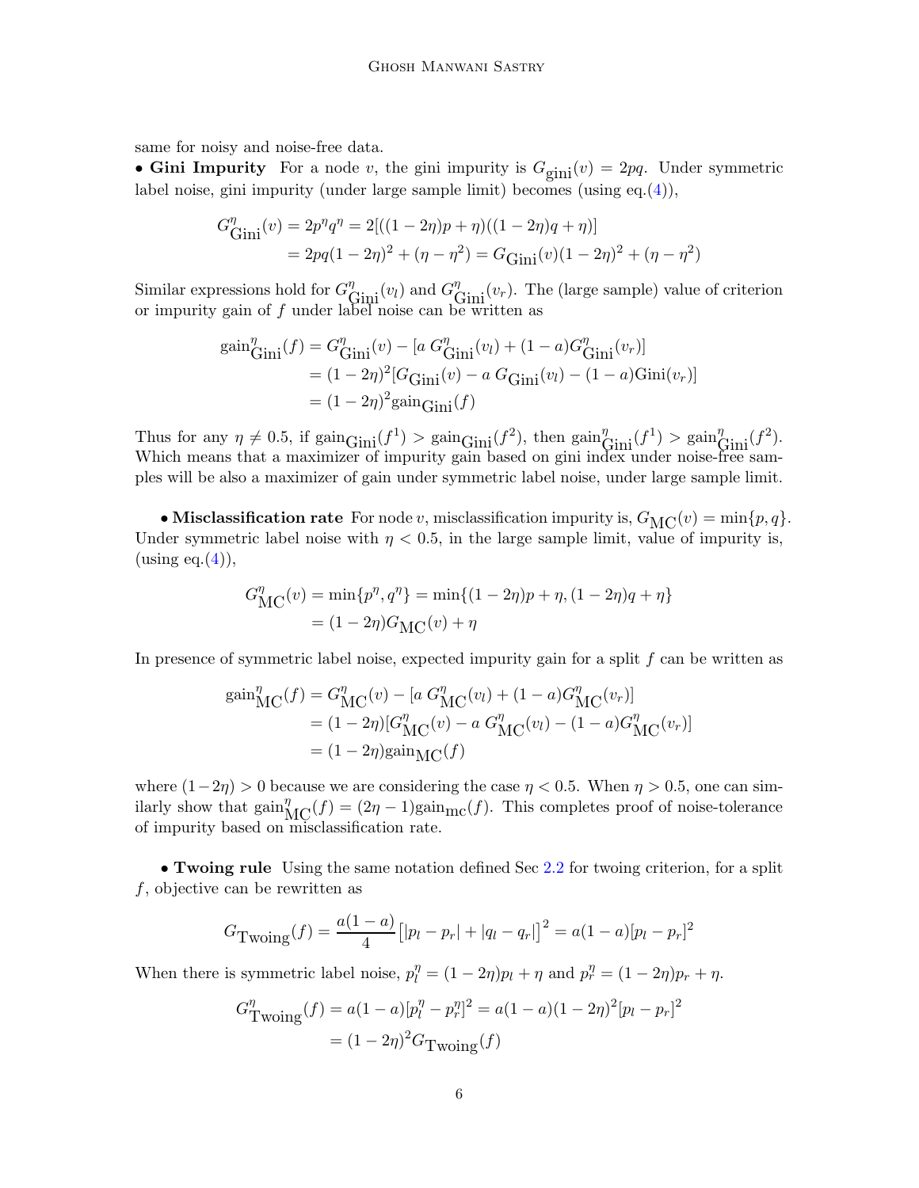same for noisy and noise-free data.

• **Gini Impurity** For a node $v$, the gini impurity is $G_{\text{gini}}(v) = 2pq$. Under symmetric label noise, gini impurity (under large sample limit) becomes (using eq.(4)),

$$\begin{aligned}
G^{\eta}_{\text{Gini}}(v) &= 2p^{\eta}q^{\eta} = 2[((1-2\eta)p+\eta)((1-2\eta)q+\eta)] \\
&= 2pq(1-2\eta)^2 + (\eta - \eta^2) = G_{\text{Gini}}(v)(1-2\eta)^2 + (\eta - \eta^2)
\end{aligned}$$

Similar expressions hold for $G^{\eta}_{\text{Gini}}(v_l)$ and $G^{\eta}_{\text{Gini}}(v_r)$. The (large sample) value of criterion or impurity gain of $f$ under label noise can be written as

$$\begin{aligned}
\text{gain}^{\eta}_{\text{Gini}}(f) &= G^{\eta}_{\text{Gini}}(v) - [a\ G^{\eta}_{\text{Gini}}(v_l) + (1-a)G^{\eta}_{\text{Gini}}(v_r)] \\
&= (1-2\eta)^2[G_{\text{Gini}}(v) - a\ G_{\text{Gini}}(v_l) - (1-a)\text{Gini}(v_r)] \\
&= (1-2\eta)^2 \text{gain}_{\text{Gini}}(f)
\end{aligned}$$

Thus for any $\eta \neq 0.5$, if $\text{gain}_{\text{Gini}}(f^1) > \text{gain}_{\text{Gini}}(f^2)$, then $\text{gain}^{\eta}_{\text{Gini}}(f^1) > \text{gain}^{\eta}_{\text{Gini}}(f^2)$. Which means that a maximizer of impurity gain based on gini index under noise-free samples will be also a maximizer of gain under symmetric label noise, under large sample limit.

• **Misclassification rate** For node $v$, misclassification impurity is, $G_{\text{MC}}(v) = \min\{p, q\}$. Under symmetric label noise with $\eta < 0.5$, in the large sample limit, value of impurity is, (using eq.(4)),

$$\begin{aligned}
G^{\eta}_{\text{MC}}(v) &= \min\{p^{\eta}, q^{\eta}\} = \min\{(1-2\eta)p+\eta, (1-2\eta)q+\eta\} \\
&= (1-2\eta)G_{\text{MC}}(v) + \eta
\end{aligned}$$

In presence of symmetric label noise, expected impurity gain for a split $f$ can be written as

$$\begin{aligned}
\text{gain}^{\eta}_{\text{MC}}(f) &= G^{\eta}_{\text{MC}}(v) - [a\ G^{\eta}_{\text{MC}}(v_l) + (1-a)G^{\eta}_{\text{MC}}(v_r)] \\
&= (1-2\eta)[G^{\eta}_{\text{MC}}(v) - a\ G^{\eta}_{\text{MC}}(v_l) - (1-a)G^{\eta}_{\text{MC}}(v_r)] \\
&= (1-2\eta)\text{gain}_{\text{MC}}(f)
\end{aligned}$$

where $(1-2\eta) > 0$ because we are considering the case $\eta < 0.5$. When $\eta > 0.5$, one can similarly show that $\text{gain}^{\eta}_{\text{MC}}(f) = (2\eta - 1)\text{gain}_{\text{mc}}(f)$. This completes proof of noise-tolerance of impurity based on misclassification rate.

• **Twoing rule** Using the same notation defined Sec 2.2 for twoing criterion, for a split $f$, objective can be rewritten as

$$G_{\text{Twoing}}(f) = \frac{a(1-a)}{4}\big[|p_l - p_r| + |q_l - q_r|\big]^2 = a(1-a)[p_l - p_r]^2$$

When there is symmetric label noise, $p^{\eta}_l = (1-2\eta)p_l + \eta$ and $p^{\eta}_r = (1-2\eta)p_r + \eta$.

$$\begin{aligned}
G^{\eta}_{\text{Twoing}}(f) &= a(1-a)[p^{\eta}_l - p^{\eta}_r]^2 = a(1-a)(1-2\eta)^2[p_l - p_r]^2 \\
&= (1-2\eta)^2 G_{\text{Twoing}}(f)
\end{aligned}$$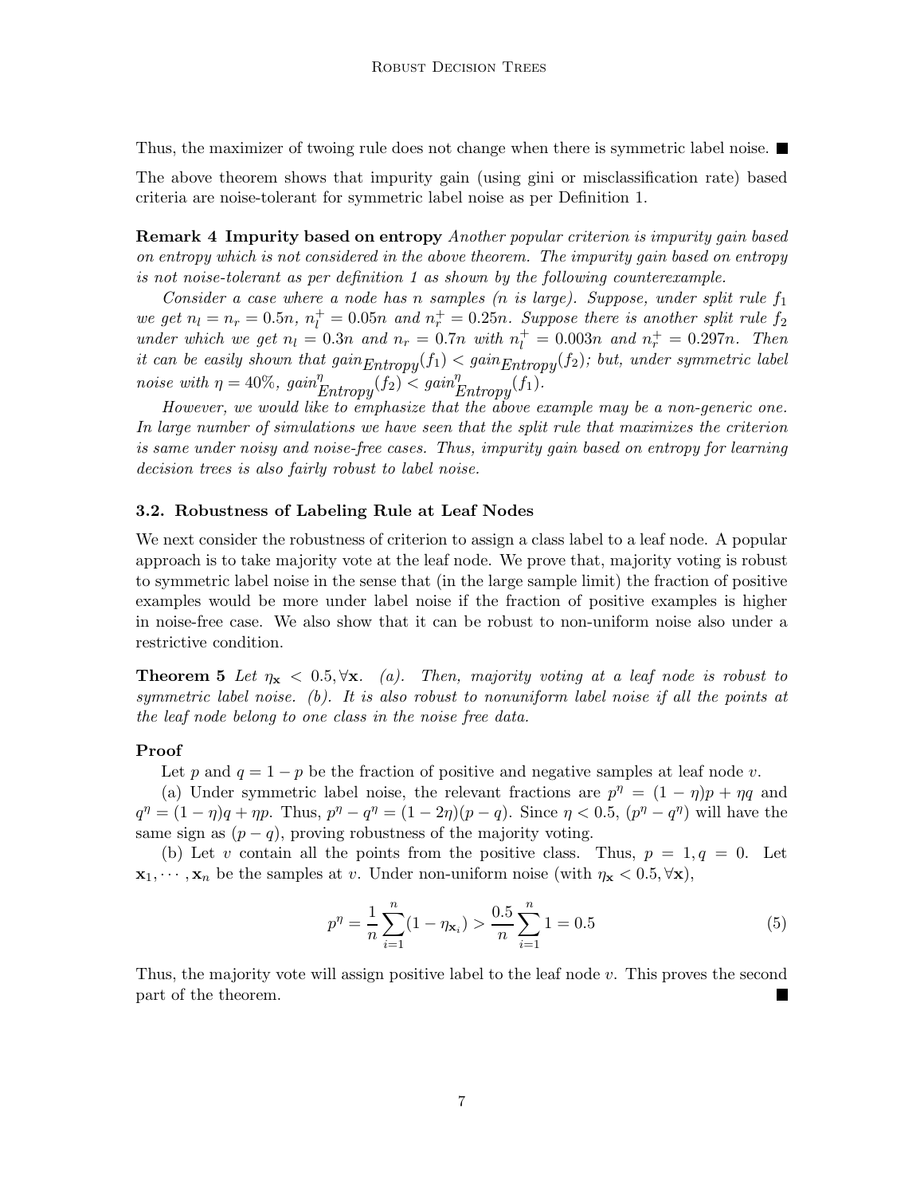Thus, the maximizer of twoing rule does not change when there is symmetric label noise. ■

The above theorem shows that impurity gain (using gini or misclassification rate) based criteria are noise-tolerant for symmetric label noise as per Definition 1.

**Remark 4 Impurity based on entropy** *Another popular criterion is impurity gain based on entropy which is not considered in the above theorem. The impurity gain based on entropy is not noise-tolerant as per definition 1 as shown by the following counterexample.*

*Consider a case where a node has n samples (n is large). Suppose, under split rule $f_1$ we get $n_l = n_r = 0.5n$, $n_l^+ = 0.05n$ and $n_r^+ = 0.25n$. Suppose there is another split rule $f_2$ under which we get $n_l = 0.3n$ and $n_r = 0.7n$ with $n_l^+ = 0.003n$ and $n_r^+ = 0.297n$. Then it can be easily shown that $gain_{Entropy}(f_1) < gain_{Entropy}(f_2)$; but, under symmetric label noise with $\eta = 40\%$, $gain^{\eta}_{Entropy}(f_2) < gain^{\eta}_{Entropy}(f_1)$.*

*However, we would like to emphasize that the above example may be a non-generic one. In large number of simulations we have seen that the split rule that maximizes the criterion is same under noisy and noise-free cases. Thus, impurity gain based on entropy for learning decision trees is also fairly robust to label noise.*

### 3.2. Robustness of Labeling Rule at Leaf Nodes

We next consider the robustness of criterion to assign a class label to a leaf node. A popular approach is to take majority vote at the leaf node. We prove that, majority voting is robust to symmetric label noise in the sense that (in the large sample limit) the fraction of positive examples would be more under label noise if the fraction of positive examples is higher in noise-free case. We also show that it can be robust to non-uniform noise also under a restrictive condition.

**Theorem 5** *Let $\eta_{\mathbf{x}} < 0.5, \forall \mathbf{x}$. (a). Then, majority voting at a leaf node is robust to symmetric label noise. (b). It is also robust to nonuniform label noise if all the points at the leaf node belong to one class in the noise free data.*

**Proof**

Let $p$ and $q = 1 - p$ be the fraction of positive and negative samples at leaf node $v$.

(a) Under symmetric label noise, the relevant fractions are $p^{\eta} = (1-\eta)p + \eta q$ and $q^{\eta} = (1-\eta)q + \eta p$. Thus, $p^{\eta} - q^{\eta} = (1-2\eta)(p-q)$. Since $\eta < 0.5$, $(p^{\eta} - q^{\eta})$ will have the same sign as $(p - q)$, proving robustness of the majority voting.

(b) Let $v$ contain all the points from the positive class. Thus, $p = 1, q = 0$. Let $\mathbf{x}_1, \cdots, \mathbf{x}_n$ be the samples at $v$. Under non-uniform noise (with $\eta_{\mathbf{x}} < 0.5, \forall \mathbf{x}$),

$$p^{\eta} = \frac{1}{n}\sum_{i=1}^{n}(1 - \eta_{\mathbf{x}_i}) > \frac{0.5}{n}\sum_{i=1}^{n} 1 = 0.5 \tag{5}$$

Thus, the majority vote will assign positive label to the leaf node $v$. This proves the second part of the theorem. ■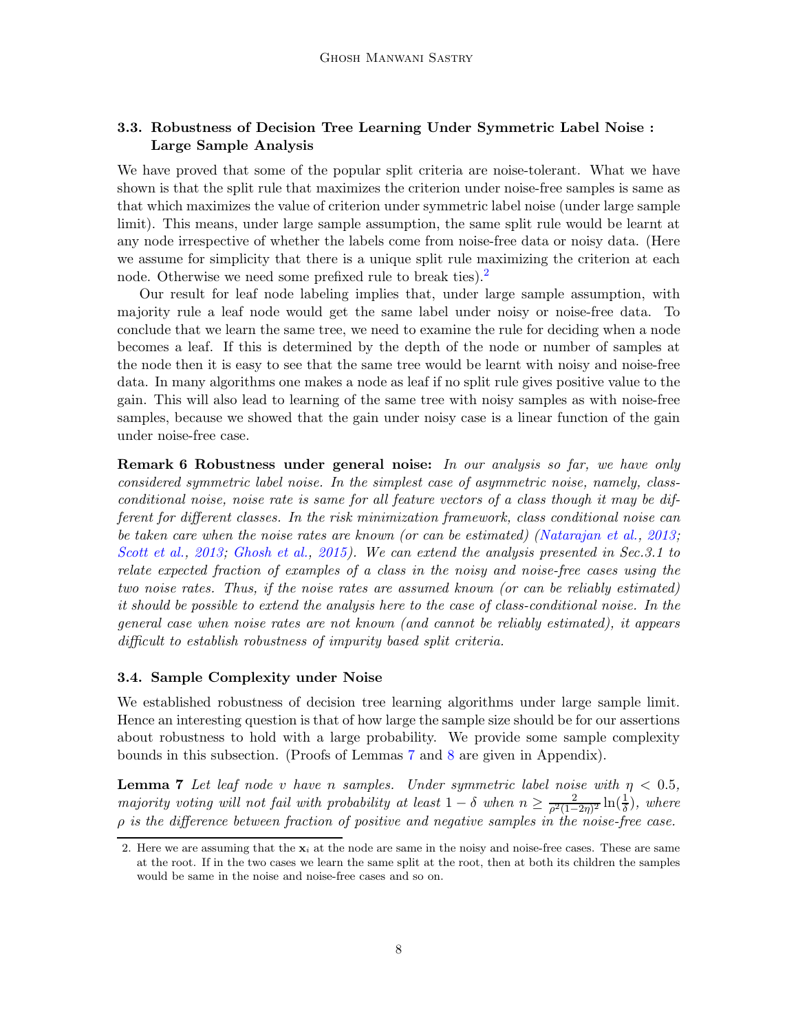### 3.3. Robustness of Decision Tree Learning Under Symmetric Label Noise : Large Sample Analysis

We have proved that some of the popular split criteria are noise-tolerant. What we have shown is that the split rule that maximizes the criterion under noise-free samples is same as that which maximizes the value of criterion under symmetric label noise (under large sample limit). This means, under large sample assumption, the same split rule would be learnt at any node irrespective of whether the labels come from noise-free data or noisy data. (Here we assume for simplicity that there is a unique split rule maximizing the criterion at each node. Otherwise we need some prefixed rule to break ties).[2]

Our result for leaf node labeling implies that, under large sample assumption, with majority rule a leaf node would get the same label under noisy or noise-free data. To conclude that we learn the same tree, we need to examine the rule for deciding when a node becomes a leaf. If this is determined by the depth of the node or number of samples at the node then it is easy to see that the same tree would be learnt with noisy and noise-free data. In many algorithms one makes a node as leaf if no split rule gives positive value to the gain. This will also lead to learning of the same tree with noisy samples as with noise-free samples, because we showed that the gain under noisy case is a linear function of the gain under noise-free case.

**Remark 6 Robustness under general noise:** *In our analysis so far, we have only considered symmetric label noise. In the simplest case of asymmetric noise, namely, class-conditional noise, noise rate is same for all feature vectors of a class though it may be different for different classes. In the risk minimization framework, class conditional noise can be taken care when the noise rates are known (or can be estimated) (Natarajan et al., 2013; Scott et al., 2013; Ghosh et al., 2015). We can extend the analysis presented in Sec.3.1 to relate expected fraction of examples of a class in the noisy and noise-free cases using the two noise rates. Thus, if the noise rates are assumed known (or can be reliably estimated) it should be possible to extend the analysis here to the case of class-conditional noise. In the general case when noise rates are not known (and cannot be reliably estimated), it appears difficult to establish robustness of impurity based split criteria.*

### 3.4. Sample Complexity under Noise

We established robustness of decision tree learning algorithms under large sample limit. Hence an interesting question is that of how large the sample size should be for our assertions about robustness to hold with a large probability. We provide some sample complexity bounds in this subsection. (Proofs of Lemmas 7 and 8 are given in Appendix).

**Lemma 7** *Let leaf node $v$ have $n$ samples. Under symmetric label noise with $\eta < 0.5$, majority voting will not fail with probability at least $1 - \delta$ when $n \geq \frac{2}{\rho^2(1-2\eta)^2}\ln(\frac{1}{\delta})$, where $\rho$ is the difference between fraction of positive and negative samples in the noise-free case.*

[2] Here we are assuming that the $\mathbf{x}_i$ at the node are same in the noisy and noise-free cases. These are same at the root. If in the two cases we learn the same split at the root, then at both its children the samples would be same in the noise and noise-free cases and so on.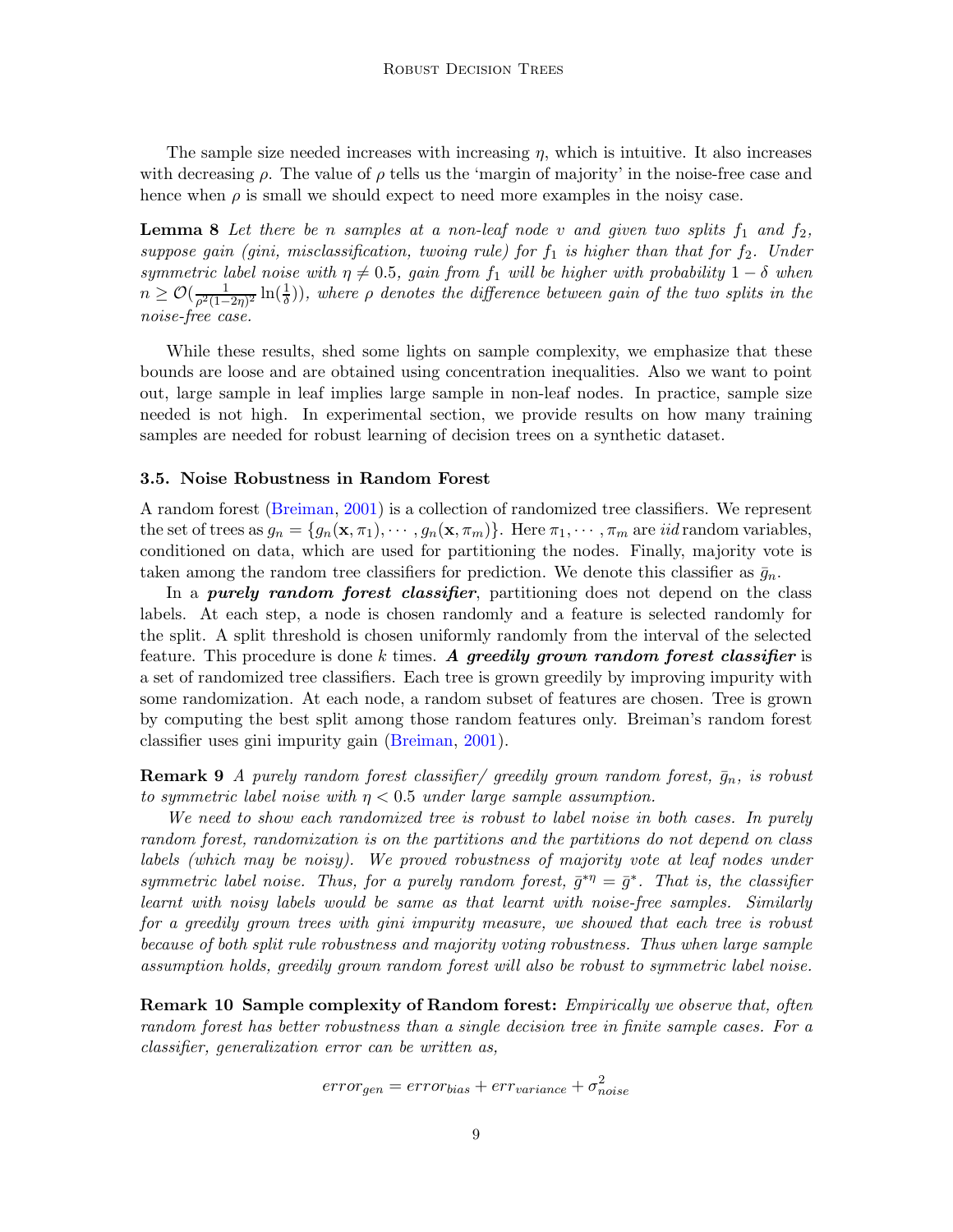The sample size needed increases with increasing $\eta$, which is intuitive. It also increases with decreasing $\rho$. The value of $\rho$ tells us the 'margin of majority' in the noise-free case and hence when $\rho$ is small we should expect to need more examples in the noisy case.

**Lemma 8** *Let there be $n$ samples at a non-leaf node $v$ and given two splits $f_1$ and $f_2$, suppose gain (gini, misclassification, twoing rule) for $f_1$ is higher than that for $f_2$. Under symmetric label noise with $\eta \neq 0.5$, gain from $f_1$ will be higher with probability $1-\delta$ when $n \geq \mathcal{O}(\frac{1}{\rho^2(1-2\eta)^2}\ln(\frac{1}{\delta}))$, where $\rho$ denotes the difference between gain of the two splits in the noise-free case.*

While these results, shed some lights on sample complexity, we emphasize that these bounds are loose and are obtained using concentration inequalities. Also we want to point out, large sample in leaf implies large sample in non-leaf nodes. In practice, sample size needed is not high. In experimental section, we provide results on how many training samples are needed for robust learning of decision trees on a synthetic dataset.

### 3.5. Noise Robustness in Random Forest

A random forest (Breiman, 2001) is a collection of randomized tree classifiers. We represent the set of trees as $g_n = \{g_n(\mathbf{x}, \pi_1), \cdots, g_n(\mathbf{x}, \pi_m)\}$. Here $\pi_1, \cdots, \pi_m$ are *iid* random variables, conditioned on data, which are used for partitioning the nodes. Finally, majority vote is taken among the random tree classifiers for prediction. We denote this classifier as $\bar{g}_n$.

In a ***purely random forest classifier***, partitioning does not depend on the class labels. At each step, a node is chosen randomly and a feature is selected randomly for the split. A split threshold is chosen uniformly randomly from the interval of the selected feature. This procedure is done $k$ times. ***A greedily grown random forest classifier*** is a set of randomized tree classifiers. Each tree is grown greedily by improving impurity with some randomization. At each node, a random subset of features are chosen. Tree is grown by computing the best split among those random features only. Breiman's random forest classifier uses gini impurity gain (Breiman, 2001).

**Remark 9** *A purely random forest classifier/ greedily grown random forest, $\bar{g}_n$, is robust to symmetric label noise with $\eta < 0.5$ under large sample assumption.*

*We need to show each randomized tree is robust to label noise in both cases. In purely random forest, randomization is on the partitions and the partitions do not depend on class labels (which may be noisy). We proved robustness of majority vote at leaf nodes under symmetric label noise. Thus, for a purely random forest, $\bar{g}^{*\eta} = \bar{g}^*$. That is, the classifier learnt with noisy labels would be same as that learnt with noise-free samples. Similarly for a greedily grown trees with gini impurity measure, we showed that each tree is robust because of both split rule robustness and majority voting robustness. Thus when large sample assumption holds, greedily grown random forest will also be robust to symmetric label noise.*

**Remark 10 Sample complexity of Random forest:** *Empirically we observe that, often random forest has better robustness than a single decision tree in finite sample cases. For a classifier, generalization error can be written as,*

$$error_{gen} = error_{bias} + err_{variance} + \sigma^2_{noise}$$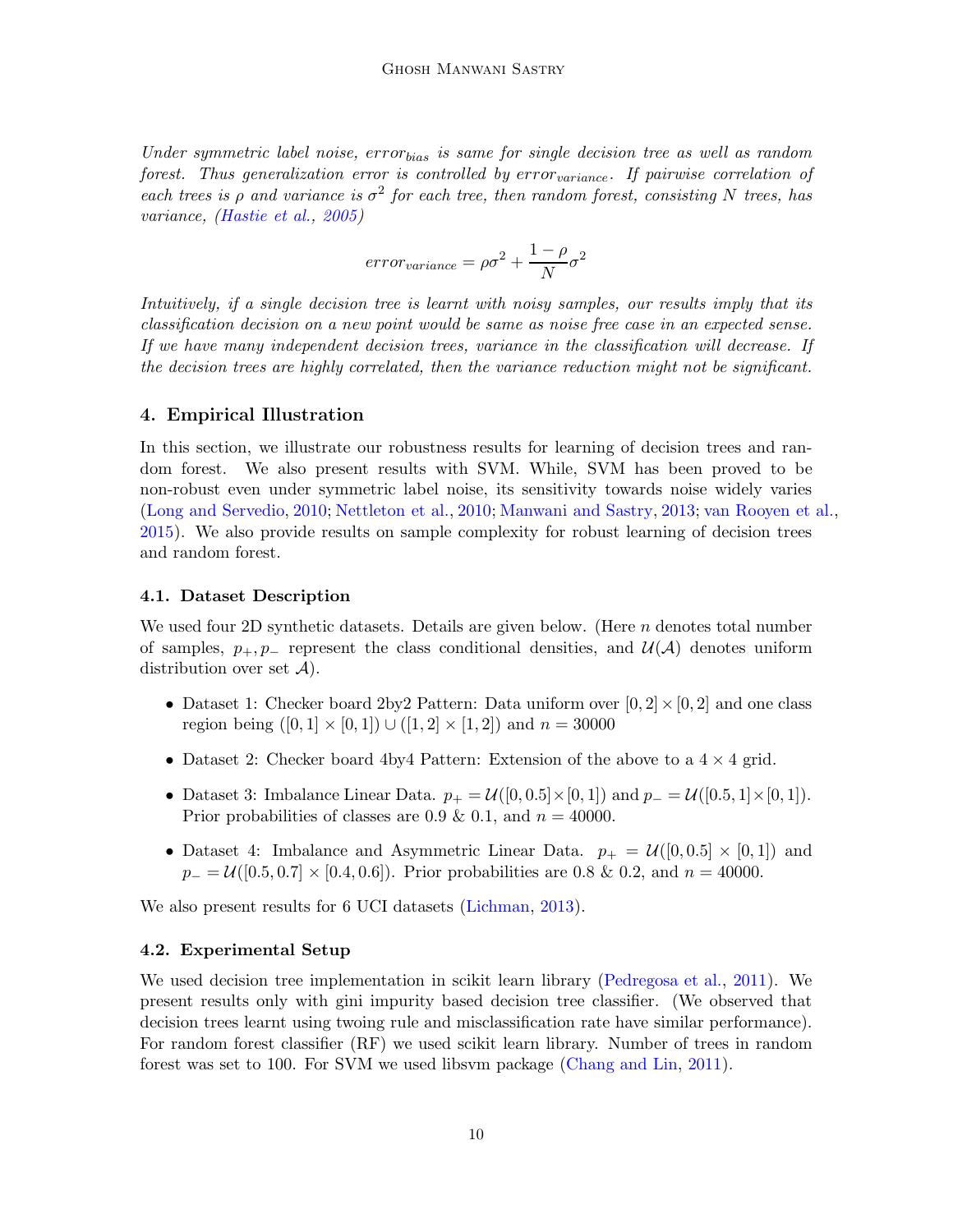*Under symmetric label noise, $error_{bias}$ is same for single decision tree as well as random forest. Thus generalization error is controlled by $error_{variance}$. If pairwise correlation of each trees is $\rho$ and variance is $\sigma^2$ for each tree, then random forest, consisting $N$ trees, has variance, (Hastie et al., 2005)*

$$error_{variance} = \rho\sigma^2 + \frac{1-\rho}{N}\sigma^2$$

*Intuitively, if a single decision tree is learnt with noisy samples, our results imply that its classification decision on a new point would be same as noise free case in an expected sense. If we have many independent decision trees, variance in the classification will decrease. If the decision trees are highly correlated, then the variance reduction might not be significant.*

## 4. Empirical Illustration

In this section, we illustrate our robustness results for learning of decision trees and random forest. We also present results with SVM. While, SVM has been proved to be non-robust even under symmetric label noise, its sensitivity towards noise widely varies (Long and Servedio, 2010; Nettleton et al., 2010; Manwani and Sastry, 2013; van Rooyen et al., 2015). We also provide results on sample complexity for robust learning of decision trees and random forest.

### 4.1. Dataset Description

We used four 2D synthetic datasets. Details are given below. (Here $n$ denotes total number of samples, $p_+, p_-$ represent the class conditional densities, and $\mathcal{U}(\mathcal{A})$ denotes uniform distribution over set $\mathcal{A}$).

- Dataset 1: Checker board 2by2 Pattern: Data uniform over $[0, 2] \times [0, 2]$ and one class region being $([0, 1] \times [0, 1)) \cup ([1, 2] \times [1, 2))$ and $n = 30000$
- Dataset 2: Checker board 4by4 Pattern: Extension of the above to a $4 \times 4$ grid.
- Dataset 3: Imbalance Linear Data. $p_+ = \mathcal{U}([0, 0.5] \times [0, 1])$ and $p_- = \mathcal{U}([0.5, 1] \times [0, 1])$. Prior probabilities of classes are 0.9 & 0.1, and $n = 40000$.
- Dataset 4: Imbalance and Asymmetric Linear Data. $p_+ = \mathcal{U}([0, 0.5] \times [0, 1])$ and $p_- = \mathcal{U}([0.5, 0.7] \times [0.4, 0.6])$. Prior probabilities are 0.8 & 0.2, and $n = 40000$.

We also present results for 6 UCI datasets (Lichman, 2013).

### 4.2. Experimental Setup

We used decision tree implementation in scikit learn library (Pedregosa et al., 2011). We present results only with gini impurity based decision tree classifier. (We observed that decision trees learnt using twoing rule and misclassification rate have similar performance). For random forest classifier (RF) we used scikit learn library. Number of trees in random forest was set to 100. For SVM we used libsvm package (Chang and Lin, 2011).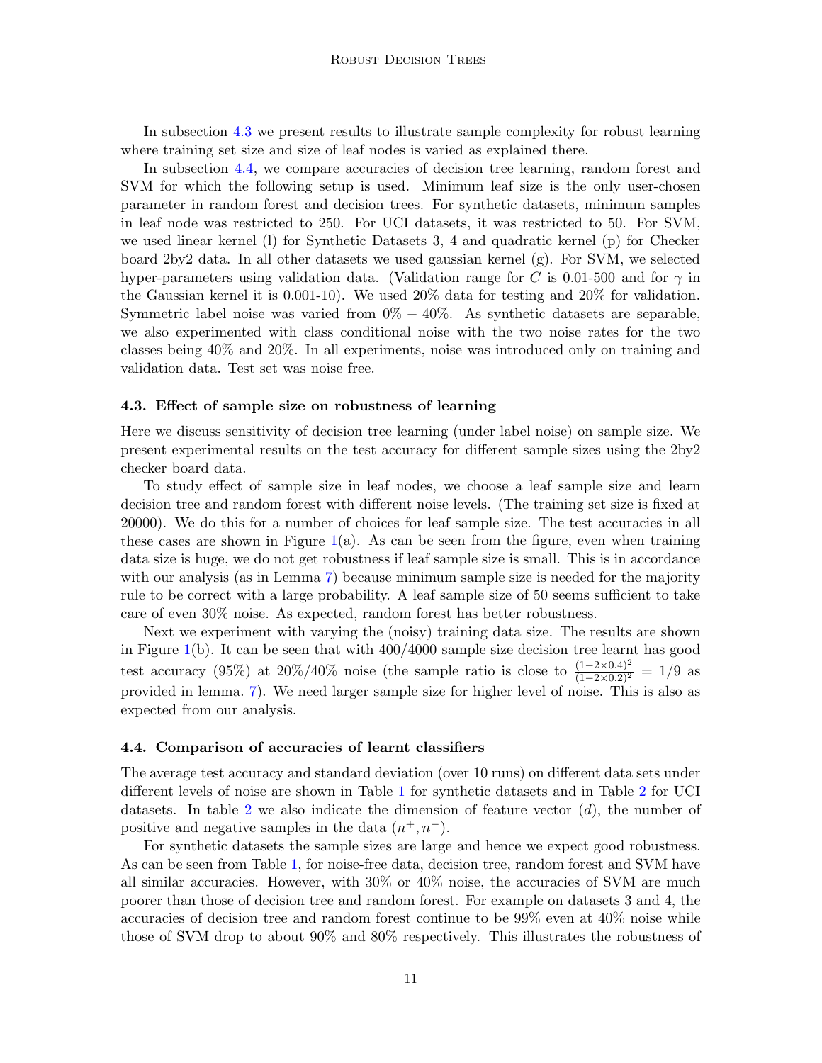In subsection 4.3 we present results to illustrate sample complexity for robust learning where training set size and size of leaf nodes is varied as explained there.

In subsection 4.4, we compare accuracies of decision tree learning, random forest and SVM for which the following setup is used. Minimum leaf size is the only user-chosen parameter in random forest and decision trees. For synthetic datasets, minimum samples in leaf node was restricted to 250. For UCI datasets, it was restricted to 50. For SVM, we used linear kernel (l) for Synthetic Datasets 3, 4 and quadratic kernel (p) for Checker board 2by2 data. In all other datasets we used gaussian kernel (g). For SVM, we selected hyper-parameters using validation data. (Validation range for $C$ is 0.01-500 and for $\gamma$ in the Gaussian kernel it is 0.001-10). We used 20% data for testing and 20% for validation. Symmetric label noise was varied from $0\% - 40\%$. As synthetic datasets are separable, we also experimented with class conditional noise with the two noise rates for the two classes being 40% and 20%. In all experiments, noise was introduced only on training and validation data. Test set was noise free.

### 4.3. Effect of sample size on robustness of learning

Here we discuss sensitivity of decision tree learning (under label noise) on sample size. We present experimental results on the test accuracy for different sample sizes using the 2by2 checker board data.

To study effect of sample size in leaf nodes, we choose a leaf sample size and learn decision tree and random forest with different noise levels. (The training set size is fixed at 20000). We do this for a number of choices for leaf sample size. The test accuracies in all these cases are shown in Figure 1(a). As can be seen from the figure, even when training data size is huge, we do not get robustness if leaf sample size is small. This is in accordance with our analysis (as in Lemma 7) because minimum sample size is needed for the majority rule to be correct with a large probability. A leaf sample size of 50 seems sufficient to take care of even 30% noise. As expected, random forest has better robustness.

Next we experiment with varying the (noisy) training data size. The results are shown in Figure 1(b). It can be seen that with 400/4000 sample size decision tree learnt has good test accuracy (95%) at 20%/40% noise (the sample ratio is close to $\frac{(1-2\times0.4)^2}{(1-2\times0.2)^2} = 1/9$ as provided in lemma. 7). We need larger sample size for higher level of noise. This is also as expected from our analysis.

### 4.4. Comparison of accuracies of learnt classifiers

The average test accuracy and standard deviation (over 10 runs) on different data sets under different levels of noise are shown in Table 1 for synthetic datasets and in Table 2 for UCI datasets. In table 2 we also indicate the dimension of feature vector ($d$), the number of positive and negative samples in the data ($n^+, n^-$).

For synthetic datasets the sample sizes are large and hence we expect good robustness. As can be seen from Table 1, for noise-free data, decision tree, random forest and SVM have all similar accuracies. However, with 30% or 40% noise, the accuracies of SVM are much poorer than those of decision tree and random forest. For example on datasets 3 and 4, the accuracies of decision tree and random forest continue to be 99% even at 40% noise while those of SVM drop to about 90% and 80% respectively. This illustrates the robustness of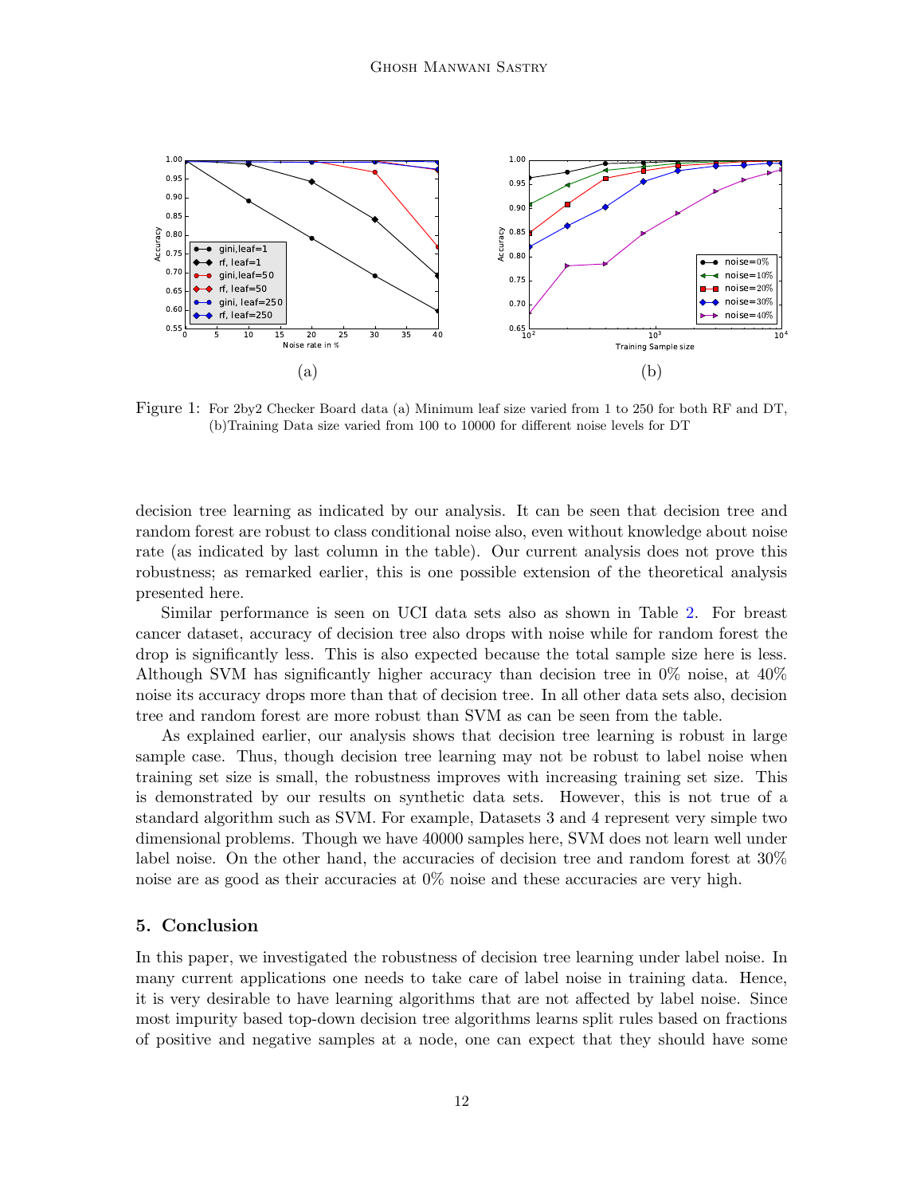Figure 1: For 2by2 Checker Board data (a) Minimum leaf size varied from 1 to 250 for both RF and DT, (b)Training Data size varied from 100 to 10000 for different noise levels for DT

decision tree learning as indicated by our analysis. It can be seen that decision tree and random forest are robust to class conditional noise also, even without knowledge about noise rate (as indicated by last column in the table). Our current analysis does not prove this robustness; as remarked earlier, this is one possible extension of the theoretical analysis presented here.

Similar performance is seen on UCI data sets also as shown in Table 2. For breast cancer dataset, accuracy of decision tree also drops with noise while for random forest the drop is significantly less. This is also expected because the total sample size here is less. Although SVM has significantly higher accuracy than decision tree in 0% noise, at 40% noise its accuracy drops more than that of decision tree. In all other data sets also, decision tree and random forest are more robust than SVM as can be seen from the table.

As explained earlier, our analysis shows that decision tree learning is robust in large sample case. Thus, though decision tree learning may not be robust to label noise when training set size is small, the robustness improves with increasing training set size. This is demonstrated by our results on synthetic data sets. However, this is not true of a standard algorithm such as SVM. For example, Datasets 3 and 4 represent very simple two dimensional problems. Though we have 40000 samples here, SVM does not learn well under label noise. On the other hand, the accuracies of decision tree and random forest at 30% noise are as good as their accuracies at 0% noise and these accuracies are very high.

## 5. Conclusion

In this paper, we investigated the robustness of decision tree learning under label noise. In many current applications one needs to take care of label noise in training data. Hence, it is very desirable to have learning algorithms that are not affected by label noise. Since most impurity based top-down decision tree algorithms learns split rules based on fractions of positive and negative samples at a node, one can expect that they should have some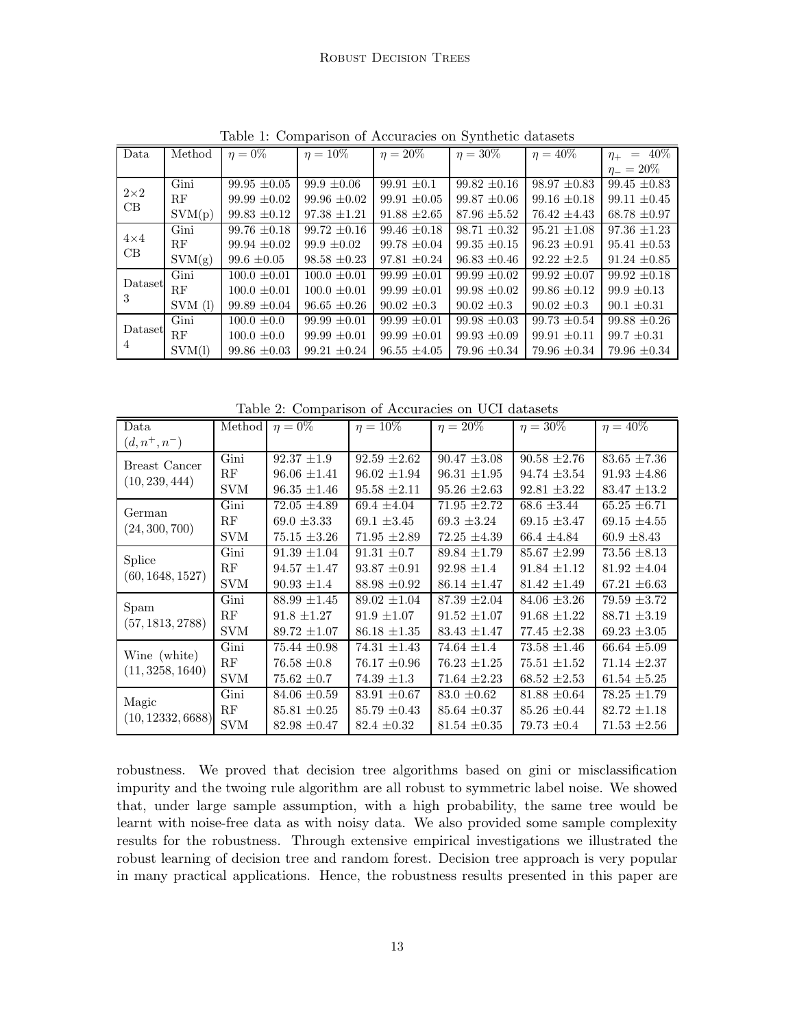Table 1: Comparison of Accuracies on Synthetic datasets

| Data | Method | $\eta = 0\%$ | $\eta = 10\%$ | $\eta = 20\%$ | $\eta = 30\%$ | $\eta = 40\%$ | $\eta_+ = 40\%$ $\eta_- = 20\%$ |
|---|---|---|---|---|---|---|---|
| 2×2 CB | Gini | 99.95 ±0.05 | 99.9 ±0.06 | 99.91 ±0.1 | 99.82 ±0.16 | 98.97 ±0.83 | 99.45 ±0.83 |
| | RF | 99.99 ±0.02 | 99.96 ±0.02 | 99.91 ±0.05 | 99.87 ±0.06 | 99.16 ±0.18 | 99.11 ±0.45 |
| | SVM(p) | 99.83 ±0.12 | 97.38 ±1.21 | 91.88 ±2.65 | 87.96 ±5.52 | 76.42 ±4.43 | 68.78 ±0.97 |
| 4×4 CB | Gini | 99.76 ±0.18 | 99.72 ±0.16 | 99.46 ±0.18 | 98.71 ±0.32 | 95.21 ±1.08 | 97.36 ±1.23 |
| | RF | 99.94 ±0.02 | 99.9 ±0.02 | 99.78 ±0.04 | 99.35 ±0.15 | 96.23 ±0.91 | 95.41 ±0.53 |
| | SVM(g) | 99.6 ±0.05 | 98.58 ±0.23 | 97.81 ±0.24 | 96.83 ±0.46 | 92.22 ±2.5 | 91.24 ±0.85 |
| Dataset 3 | Gini | 100.0 ±0.01 | 100.0 ±0.01 | 99.99 ±0.01 | 99.99 ±0.02 | 99.92 ±0.07 | 99.92 ±0.18 |
| | RF | 100.0 ±0.01 | 100.0 ±0.01 | 99.99 ±0.01 | 99.98 ±0.02 | 99.86 ±0.12 | 99.9 ±0.13 |
| | SVM (l) | 99.89 ±0.04 | 96.65 ±0.26 | 90.02 ±0.3 | 90.02 ±0.3 | 90.02 ±0.3 | 90.1 ±0.31 |
| Dataset 4 | Gini | 100.0 ±0.0 | 99.99 ±0.01 | 99.99 ±0.01 | 99.98 ±0.03 | 99.73 ±0.54 | 99.88 ±0.26 |
| | RF | 100.0 ±0.0 | 99.99 ±0.01 | 99.99 ±0.01 | 99.93 ±0.09 | 99.91 ±0.11 | 99.7 ±0.31 |
| | SVM(l) | 99.86 ±0.03 | 99.21 ±0.24 | 96.55 ±4.05 | 79.96 ±0.34 | 79.96 ±0.34 | 79.96 ±0.34 |

Table 2: Comparison of Accuracies on UCI datasets

| Data $(d, n^+, n^-)$ | Method | $\eta = 0\%$ | $\eta = 10\%$ | $\eta = 20\%$ | $\eta = 30\%$ | $\eta = 40\%$ |
|---|---|---|---|---|---|---|
| Breast Cancer $(10, 239, 444)$ | Gini | 92.37 ±1.9 | 92.59 ±2.62 | 90.47 ±3.08 | 90.58 ±2.76 | 83.65 ±7.36 |
| | RF | 96.06 ±1.41 | 96.02 ±1.94 | 96.31 ±1.95 | 94.74 ±3.54 | 91.93 ±4.86 |
| | SVM | 96.35 ±1.46 | 95.58 ±2.11 | 95.26 ±2.63 | 92.81 ±3.22 | 83.47 ±13.2 |
| German $(24, 300, 700)$ | Gini | 72.05 ±4.89 | 69.4 ±4.04 | 71.95 ±2.72 | 68.6 ±3.44 | 65.25 ±6.71 |
| | RF | 69.0 ±3.33 | 69.1 ±3.45 | 69.3 ±3.24 | 69.15 ±3.47 | 69.15 ±4.55 |
| | SVM | 75.15 ±3.26 | 71.95 ±2.89 | 72.25 ±4.39 | 66.4 ±4.84 | 60.9 ±8.43 |
| Splice $(60, 1648, 1527)$ | Gini | 91.39 ±1.04 | 91.31 ±0.7 | 89.84 ±1.79 | 85.67 ±2.99 | 73.56 ±8.13 |
| | RF | 94.57 ±1.47 | 93.87 ±0.91 | 92.98 ±1.4 | 91.84 ±1.12 | 81.92 ±4.04 |
| | SVM | 90.93 ±1.4 | 88.98 ±0.92 | 86.14 ±1.47 | 81.42 ±1.49 | 67.21 ±6.63 |
| Spam $(57, 1813, 2788)$ | Gini | 88.99 ±1.45 | 89.02 ±1.04 | 87.39 ±2.04 | 84.06 ±3.26 | 79.59 ±3.72 |
| | RF | 91.8 ±1.27 | 91.9 ±1.07 | 91.52 ±1.07 | 91.68 ±1.22 | 88.71 ±3.19 |
| | SVM | 89.72 ±1.07 | 86.18 ±1.35 | 83.43 ±1.47 | 77.45 ±2.38 | 69.23 ±3.05 |
| Wine (white) $(11, 3258, 1640)$ | Gini | 75.44 ±0.98 | 74.31 ±1.43 | 74.64 ±1.4 | 73.58 ±1.46 | 66.64 ±5.09 |
| | RF | 76.58 ±0.8 | 76.17 ±0.96 | 76.23 ±1.25 | 75.51 ±1.52 | 71.14 ±2.37 |
| | SVM | 75.62 ±0.7 | 74.39 ±1.3 | 71.64 ±2.23 | 68.52 ±2.53 | 61.54 ±5.25 |
| Magic $(10, 12332, 6688)$ | Gini | 84.06 ±0.59 | 83.91 ±0.67 | 83.0 ±0.62 | 81.88 ±0.64 | 78.25 ±1.79 |
| | RF | 85.81 ±0.25 | 85.79 ±0.43 | 85.64 ±0.37 | 85.26 ±0.44 | 82.72 ±1.18 |
| | SVM | 82.98 ±0.47 | 82.4 ±0.32 | 81.54 ±0.35 | 79.73 ±0.4 | 71.53 ±2.56 |

robustness. We proved that decision tree algorithms based on gini or misclassification impurity and the twoing rule algorithm are all robust to symmetric label noise. We showed that, under large sample assumption, with a high probability, the same tree would be learnt with noise-free data as with noisy data. We also provided some sample complexity results for the robustness. Through extensive empirical investigations we illustrated the robust learning of decision tree and random forest. Decision tree approach is very popular in many practical applications. Hence, the robustness results presented in this paper are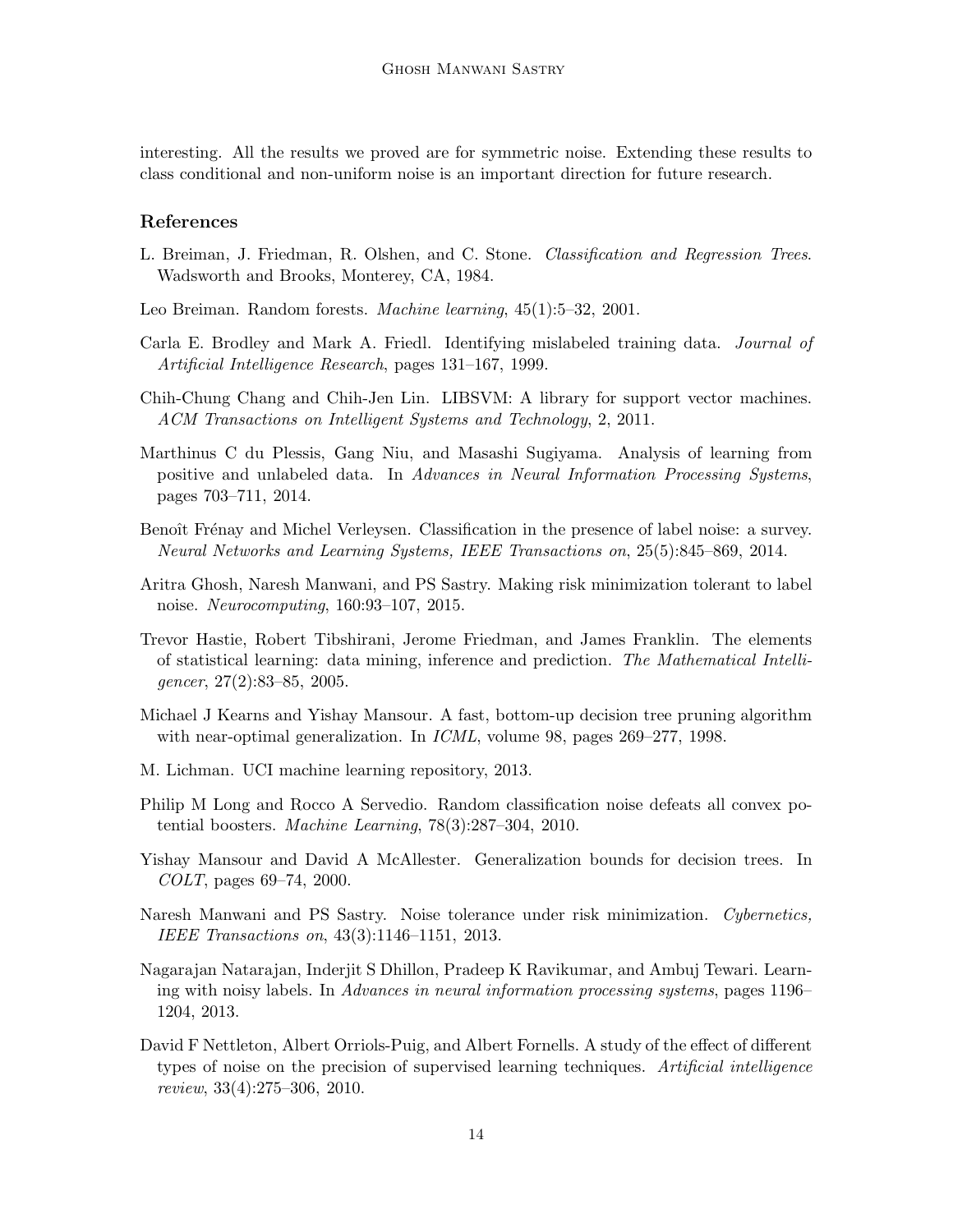interesting. All the results we proved are for symmetric noise. Extending these results to class conditional and non-uniform noise is an important direction for future research.

### References

L. Breiman, J. Friedman, R. Olshen, and C. Stone. *Classification and Regression Trees*. Wadsworth and Brooks, Monterey, CA, 1984.

Leo Breiman. Random forests. *Machine learning*, 45(1):5–32, 2001.

Carla E. Brodley and Mark A. Friedl. Identifying mislabeled training data. *Journal of Artificial Intelligence Research*, pages 131–167, 1999.

Chih-Chung Chang and Chih-Jen Lin. LIBSVM: A library for support vector machines. *ACM Transactions on Intelligent Systems and Technology*, 2, 2011.

Marthinus C du Plessis, Gang Niu, and Masashi Sugiyama. Analysis of learning from positive and unlabeled data. In *Advances in Neural Information Processing Systems*, pages 703–711, 2014.

Benoît Frénay and Michel Verleysen. Classification in the presence of label noise: a survey. *Neural Networks and Learning Systems, IEEE Transactions on*, 25(5):845–869, 2014.

Aritra Ghosh, Naresh Manwani, and PS Sastry. Making risk minimization tolerant to label noise. *Neurocomputing*, 160:93–107, 2015.

Trevor Hastie, Robert Tibshirani, Jerome Friedman, and James Franklin. The elements of statistical learning: data mining, inference and prediction. *The Mathematical Intelligencer*, 27(2):83–85, 2005.

Michael J Kearns and Yishay Mansour. A fast, bottom-up decision tree pruning algorithm with near-optimal generalization. In *ICML*, volume 98, pages 269–277, 1998.

M. Lichman. UCI machine learning repository, 2013.

Philip M Long and Rocco A Servedio. Random classification noise defeats all convex potential boosters. *Machine Learning*, 78(3):287–304, 2010.

Yishay Mansour and David A McAllester. Generalization bounds for decision trees. In *COLT*, pages 69–74, 2000.

Naresh Manwani and PS Sastry. Noise tolerance under risk minimization. *Cybernetics, IEEE Transactions on*, 43(3):1146–1151, 2013.

Nagarajan Natarajan, Inderjit S Dhillon, Pradeep K Ravikumar, and Ambuj Tewari. Learning with noisy labels. In *Advances in neural information processing systems*, pages 1196–1204, 2013.

David F Nettleton, Albert Orriols-Puig, and Albert Fornells. A study of the effect of different types of noise on the precision of supervised learning techniques. *Artificial intelligence review*, 33(4):275–306, 2010.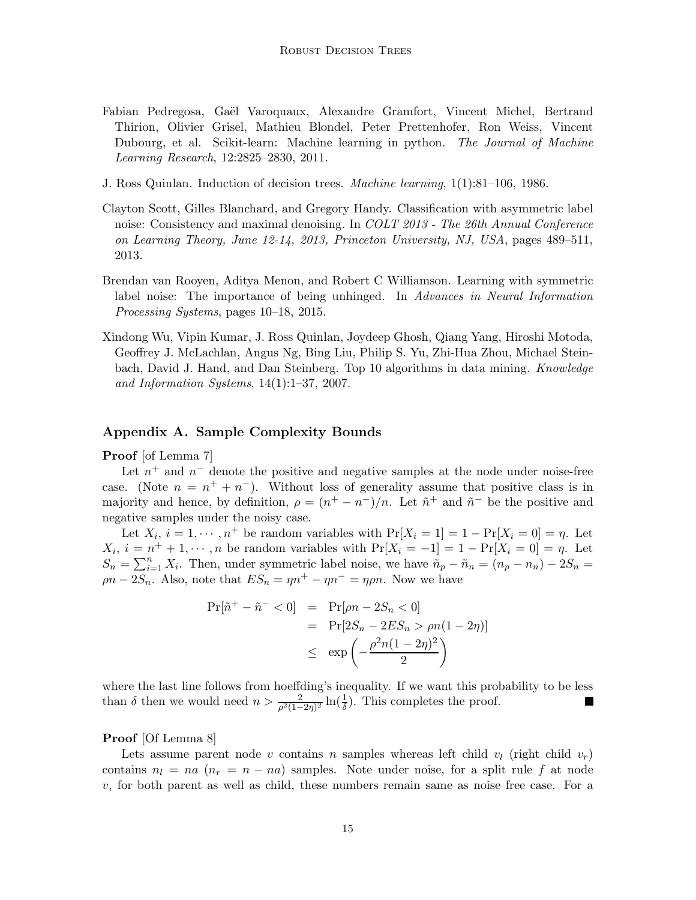Fabian Pedregosa, Gaël Varoquaux, Alexandre Gramfort, Vincent Michel, Bertrand Thirion, Olivier Grisel, Mathieu Blondel, Peter Prettenhofer, Ron Weiss, Vincent Dubourg, et al. Scikit-learn: Machine learning in python. *The Journal of Machine Learning Research*, 12:2825–2830, 2011.

J. Ross Quinlan. Induction of decision trees. *Machine learning*, 1(1):81–106, 1986.

Clayton Scott, Gilles Blanchard, and Gregory Handy. Classification with asymmetric label noise: Consistency and maximal denoising. In *COLT 2013 - The 26th Annual Conference on Learning Theory, June 12-14, 2013, Princeton University, NJ, USA*, pages 489–511, 2013.

Brendan van Rooyen, Aditya Menon, and Robert C Williamson. Learning with symmetric label noise: The importance of being unhinged. In *Advances in Neural Information Processing Systems*, pages 10–18, 2015.

Xindong Wu, Vipin Kumar, J. Ross Quinlan, Joydeep Ghosh, Qiang Yang, Hiroshi Motoda, Geoffrey J. McLachlan, Angus Ng, Bing Liu, Philip S. Yu, Zhi-Hua Zhou, Michael Steinbach, David J. Hand, and Dan Steinberg. Top 10 algorithms in data mining. *Knowledge and Information Systems*, 14(1):1–37, 2007.

## Appendix A. Sample Complexity Bounds

**Proof** [of Lemma 7]

Let $n^+$ and $n^-$ denote the positive and negative samples at the node under noise-free case. (Note $n = n^+ + n^-$). Without loss of generality assume that positive class is in majority and hence, by definition, $\rho = (n^+ - n^-)/n$. Let $\tilde{n}^+$ and $\tilde{n}^-$ be the positive and negative samples under the noisy case.

Let $X_i$, $i = 1, \cdots, n^+$ be random variables with $\Pr[X_i = 1] = 1 - \Pr[X_i = 0] = \eta$. Let $X_i$, $i = n^+ + 1, \cdots, n$ be random variables with $\Pr[X_i = -1] = 1 - \Pr[X_i = 0] = \eta$. Let $S_n = \sum_{i=1}^{n} X_i$. Then, under symmetric label noise, we have $\tilde{n}_p - \tilde{n}_n = (n_p - n_n) - 2S_n = \rho n - 2S_n$. Also, note that $ES_n = \eta n^+ - \eta n^- = \eta \rho n$. Now we have

$$
\begin{aligned}
\Pr[\tilde{n}^+ - \tilde{n}^- < 0] &= \Pr[\rho n - 2S_n < 0] \\
&= \Pr[2S_n - 2ES_n > \rho n(1 - 2\eta)] \\
&\leq \exp\left(-\frac{\rho^2 n (1-2\eta)^2}{2}\right)
\end{aligned}
$$

where the last line follows from hoeffding's inequality. If we want this probability to be less than $\delta$ then we would need $n > \frac{2}{\rho^2(1-2\eta)^2}\ln(\frac{1}{\delta})$. This completes the proof. ■

**Proof** [Of Lemma 8]

Lets assume parent node $v$ contains $n$ samples whereas left child $v_l$ (right child $v_r$) contains $n_l = na$ ($n_r = n - na$) samples. Note under noise, for a split rule $f$ at node $v$, for both parent as well as child, these numbers remain same as noise free case. For a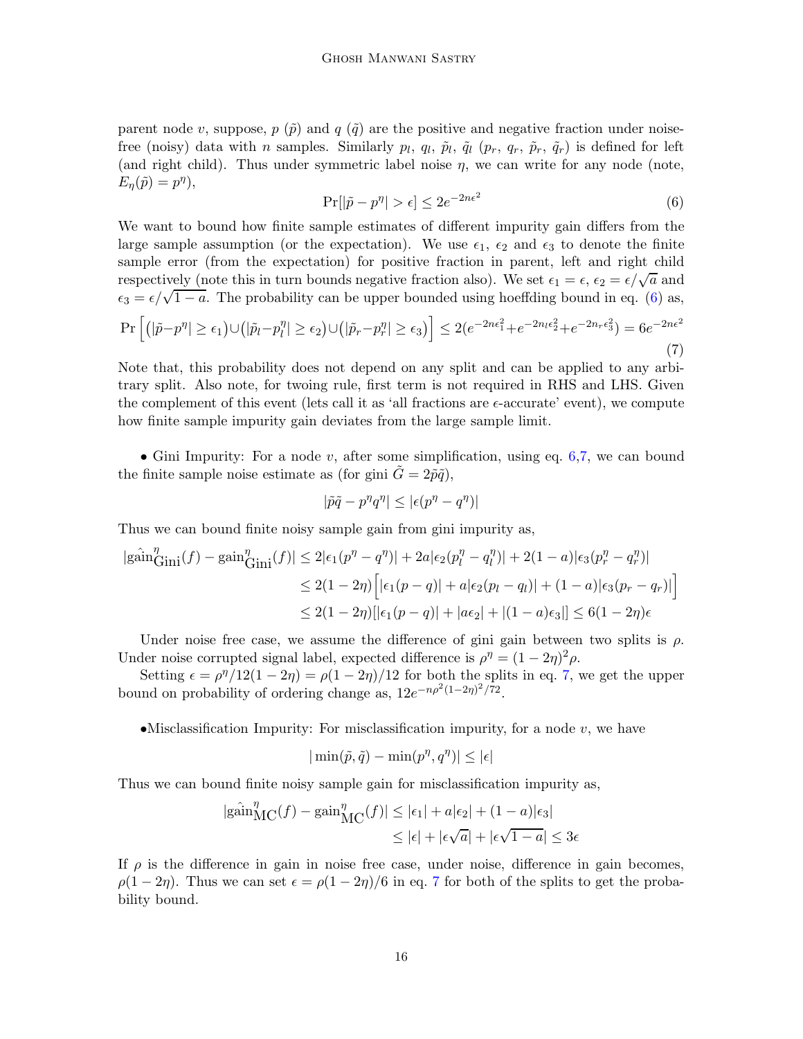parent node $v$, suppose, $p$ ($\tilde{p}$) and $q$ ($\tilde{q}$) are the positive and negative fraction under noise-free (noisy) data with $n$ samples. Similarly $p_l$, $q_l$, $\tilde{p}_l$, $\tilde{q}_l$ ($p_r$, $q_r$, $\tilde{p}_r$, $\tilde{q}_r$) is defined for left (and right child). Thus under symmetric label noise $\eta$, we can write for any node (note, $E_\eta(\tilde{p}) = p^\eta$),

$$\Pr[|\tilde{p} - p^\eta| > \epsilon] \leq 2e^{-2n\epsilon^2} \tag{6}$$

We want to bound how finite sample estimates of different impurity gain differs from the large sample assumption (or the expectation). We use $\epsilon_1$, $\epsilon_2$ and $\epsilon_3$ to denote the finite sample error (from the expectation) for positive fraction in parent, left and right child respectively (note this in turn bounds negative fraction also). We set $\epsilon_1 = \epsilon$, $\epsilon_2 = \epsilon/\sqrt{a}$ and $\epsilon_3 = \epsilon/\sqrt{1-a}$. The probability can be upper bounded using hoeffding bound in eq. (6) as,

$$\Pr\left[\left(|\tilde{p}-p^\eta| \geq \epsilon_1\right) \cup \left(|\tilde{p}_l - p_l^\eta| \geq \epsilon_2\right) \cup \left(|\tilde{p}_r - p_r^\eta| \geq \epsilon_3\right)\right] \leq 2(e^{-2n\epsilon_1^2} + e^{-2n_l\epsilon_2^2} + e^{-2n_r\epsilon_3^2}) = 6e^{-2n\epsilon^2} \tag{7}$$

Note that, this probability does not depend on any split and can be applied to any arbitrary split. Also note, for twoing rule, first term is not required in RHS and LHS. Given the complement of this event (lets call it as 'all fractions are $\epsilon$-accurate' event), we compute how finite sample impurity gain deviates from the large sample limit.

• Gini Impurity: For a node $v$, after some simplification, using eq. 6,7, we can bound the finite sample noise estimate as (for gini $\tilde{G} = 2\tilde{p}\tilde{q}$),

$$|\tilde{p}\tilde{q} - p^\eta q^\eta| \leq |\epsilon(p^\eta - q^\eta)|$$

Thus we can bound finite noisy sample gain from gini impurity as,

$$\begin{aligned}
|\hat{\text{gain}}^\eta_{\text{Gini}}(f) - \text{gain}^\eta_{\text{Gini}}(f)| &\leq 2|\epsilon_1(p^\eta - q^\eta)| + 2a|\epsilon_2(p_l^\eta - q_l^\eta)| + 2(1-a)|\epsilon_3(p_r^\eta - q_r^\eta)| \\
&\leq 2(1-2\eta)\Big[|\epsilon_1(p-q)| + a|\epsilon_2(p_l - q_l)| + (1-a)|\epsilon_3(p_r - q_r)|\Big] \\
&\leq 2(1-2\eta)[|\epsilon_1(p-q)| + |a\epsilon_2| + |(1-a)\epsilon_3|] \leq 6(1-2\eta)\epsilon
\end{aligned}$$

Under noise free case, we assume the difference of gini gain between two splits is $\rho$. Under noise corrupted signal label, expected difference is $\rho^\eta = (1-2\eta)^2\rho$.

Setting $\epsilon = \rho^\eta/12(1-2\eta) = \rho(1-2\eta)/12$ for both the splits in eq. 7, we get the upper bound on probability of ordering change as, $12e^{-n\rho^2(1-2\eta)^2/72}$.

•Misclassification Impurity: For misclassification impurity, for a node $v$, we have

$$|\min(\tilde{p}, \tilde{q}) - \min(p^\eta, q^\eta)| \leq |\epsilon|$$

Thus we can bound finite noisy sample gain for misclassification impurity as,

$$\begin{aligned}
|\hat{\text{gain}}^\eta_{\text{MC}}(f) - \text{gain}^\eta_{\text{MC}}(f)| &\leq |\epsilon_1| + a|\epsilon_2| + (1-a)|\epsilon_3| \\
&\leq |\epsilon| + |\epsilon\sqrt{a}| + |\epsilon\sqrt{1-a}| \leq 3\epsilon
\end{aligned}$$

If $\rho$ is the difference in gain in noise free case, under noise, difference in gain becomes, $\rho(1-2\eta)$. Thus we can set $\epsilon = \rho(1-2\eta)/6$ in eq. 7 for both of the splits to get the probability bound.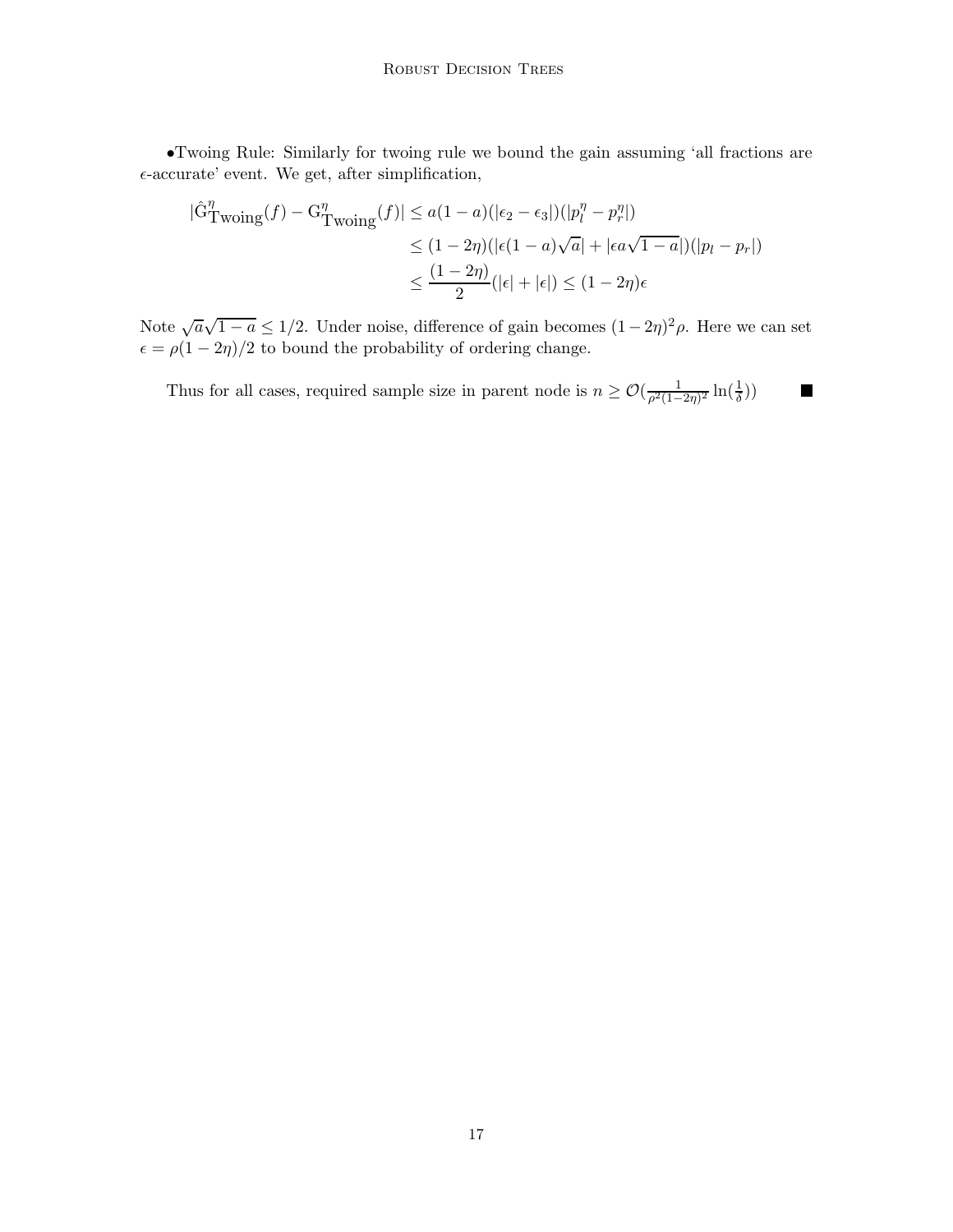•Twoing Rule: Similarly for twoing rule we bound the gain assuming 'all fractions are $\epsilon$-accurate' event. We get, after simplification,

$$
\begin{aligned}
|\hat{\mathrm{G}}^{\eta}_{\mathrm{Twoing}}(f) - \mathrm{G}^{\eta}_{\mathrm{Twoing}}(f)| &\leq a(1-a)(|\epsilon_2 - \epsilon_3|)(|p^{\eta}_l - p^{\eta}_r|) \\
&\leq (1-2\eta)(|\epsilon(1-a)\sqrt{a}| + |\epsilon a\sqrt{1-a}|)(|p_l - p_r|) \\
&\leq \frac{(1-2\eta)}{2}(|\epsilon| + |\epsilon|) \leq (1-2\eta)\epsilon
\end{aligned}
$$

Note $\sqrt{a}\sqrt{1-a} \leq 1/2$. Under noise, difference of gain becomes $(1-2\eta)^2\rho$. Here we can set $\epsilon = \rho(1-2\eta)/2$ to bound the probability of ordering change.

Thus for all cases, required sample size in parent node is $n \geq \mathcal{O}(\frac{1}{\rho^2(1-2\eta)^2}\ln(\frac{1}{\delta}))$ ■